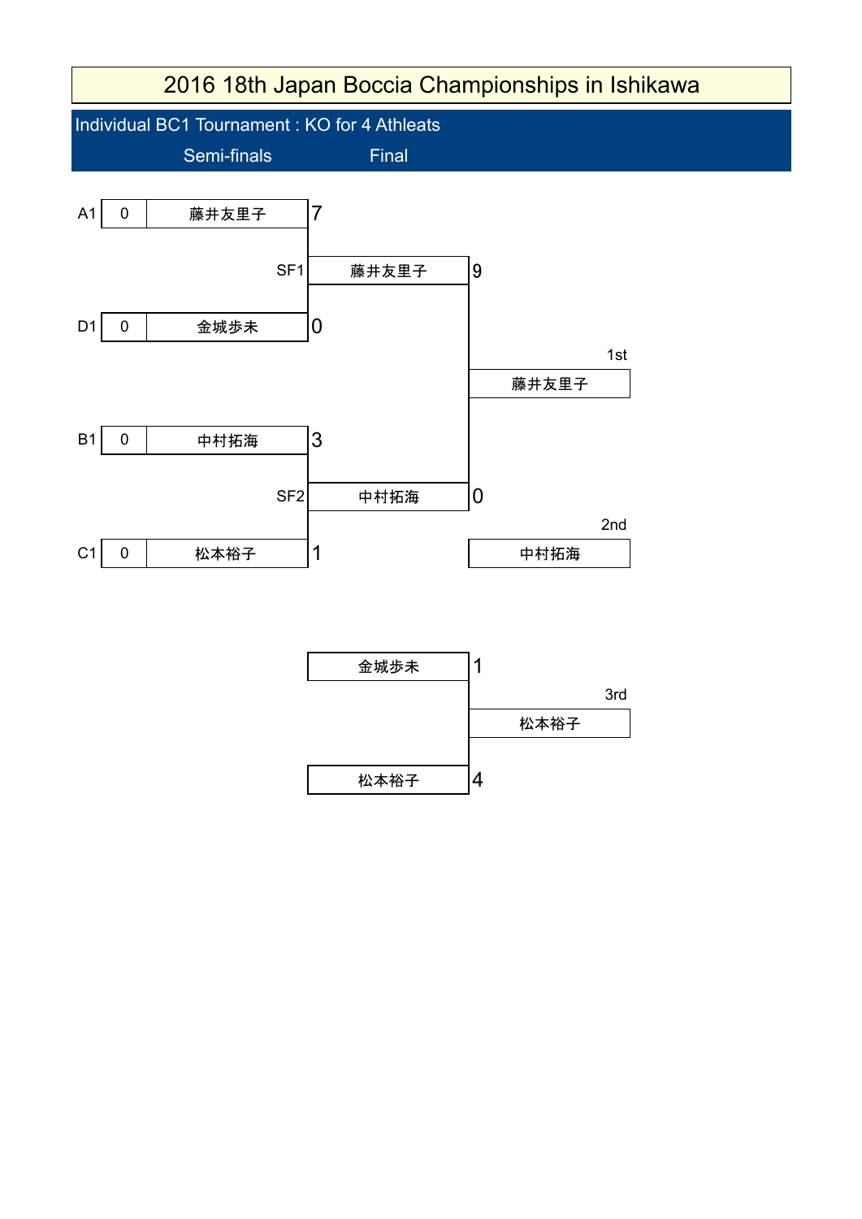# 2016 18th Japan Boccia Championships in Ishikawa

## Individual BC1 Tournament : KO for 4 Athleats

### Semi-finals

| Seed | | Athlete | Score |
|---|---|---|---|
| A1 | 0 | 藤井友里子 | 7 |
| D1 | 0 | 金城歩未 | 0 |
| B1 | 0 | 中村拓海 | 3 |
| C1 | 0 | 松本裕子 | 1 |

### Final

| Match | Athlete | Score |
|---|---|---|
| SF1 | 藤井友里子 | 9 |
| SF2 | 中村拓海 | 0 |

### 3rd Place Match

| Athlete | Score |
|---|---|
| 金城歩未 | 1 |
| 松本裕子 | 4 |

### Results

| Place | Athlete |
|---|---|
| 1st | 藤井友里子 |
| 2nd | 中村拓海 |
| 3rd | 松本裕子 |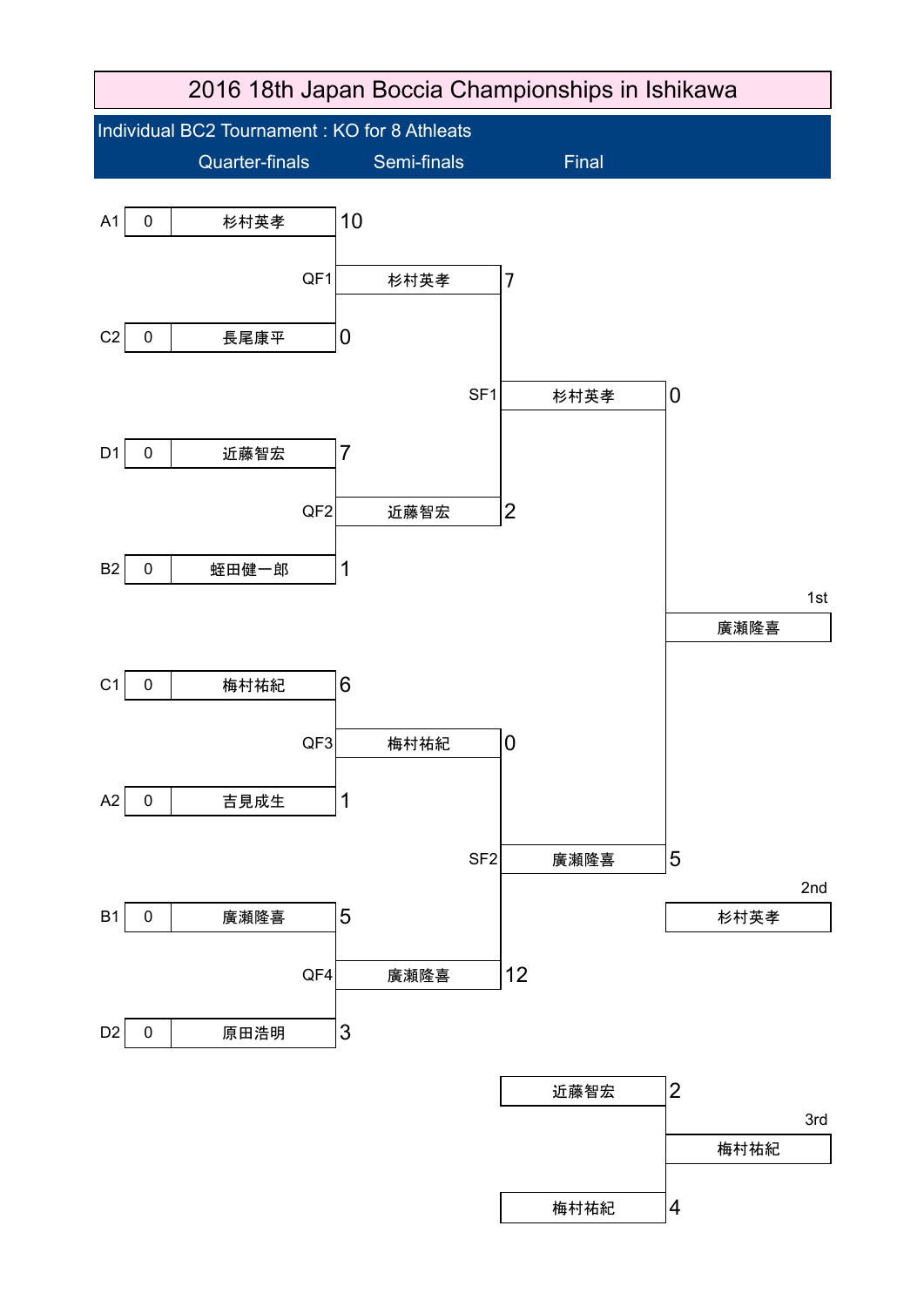# 2016 18th Japan Boccia Championships in Ishikawa

## Individual BC2 Tournament : KO for 8 Athleats

### Quarter-finals

| Match | Seed | | Athlete | Score |
|---|---|---|---|---|
| QF1 | A1 | 0 | 杉村英孝 | 10 |
| | C2 | 0 | 長尾康平 | 0 |
| QF2 | D1 | 0 | 近藤智宏 | 7 |
| | B2 | 0 | 蛭田健一郎 | 1 |
| QF3 | C1 | 0 | 梅村祐紀 | 6 |
| | A2 | 0 | 吉見成生 | 1 |
| QF4 | B1 | 0 | 廣瀬隆喜 | 5 |
| | D2 | 0 | 原田浩明 | 3 |

### Semi-finals

| Match | Athlete | Score |
|---|---|---|
| SF1 | 杉村英孝 | 7 |
| | 近藤智宏 | 2 |
| SF2 | 梅村祐紀 | 0 |
| | 廣瀬隆喜 | 12 |

### Final

| Athlete | Score |
|---|---|
| 杉村英孝 | 0 |
| 廣瀬隆喜 | 5 |

### 3rd Place Match

| Athlete | Score |
|---|---|
| 近藤智宏 | 2 |
| 梅村祐紀 | 4 |

### Results

| Place | Athlete |
|---|---|
| 1st | 廣瀬隆喜 |
| 2nd | 杉村英孝 |
| 3rd | 梅村祐紀 |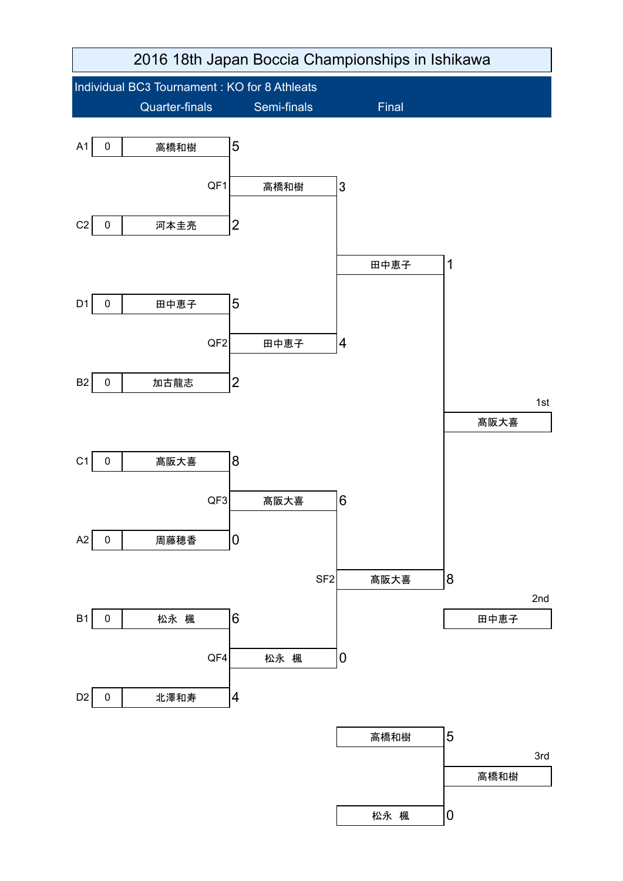# 2016 18th Japan Boccia Championships in Ishikawa

## Individual BC3 Tournament : KO for 8 Athleats

### Quarter-finals

| Seed | | Athlete | Score |
|---|---|---|---|
| A1 | 0 | 高橋和樹 | 5 |
| C2 | 0 | 河本圭亮 | 2 |
| D1 | 0 | 田中恵子 | 5 |
| B2 | 0 | 加古龍志 | 2 |
| C1 | 0 | 髙阪大喜 | 8 |
| A2 | 0 | 周藤穂香 | 0 |
| B1 | 0 | 松永　楓 | 6 |
| D2 | 0 | 北澤和寿 | 4 |

### Semi-finals

| Match | Athlete | Score |
|---|---|---|
| QF1 | 高橋和樹 | 3 |
| QF2 | 田中恵子 | 4 |
| QF3 | 髙阪大喜 | 6 |
| QF4 | 松永　楓 | 0 |

### Final

| Match | Athlete | Score |
|---|---|---|
| | 田中恵子 | 1 |
| SF2 | 髙阪大喜 | 8 |

### 3rd Place Match

| Athlete | Score |
|---|---|
| 高橋和樹 | 5 |
| 松永　楓 | 0 |

### Results

| Place | Athlete |
|---|---|
| 1st | 髙阪大喜 |
| 2nd | 田中恵子 |
| 3rd | 高橋和樹 |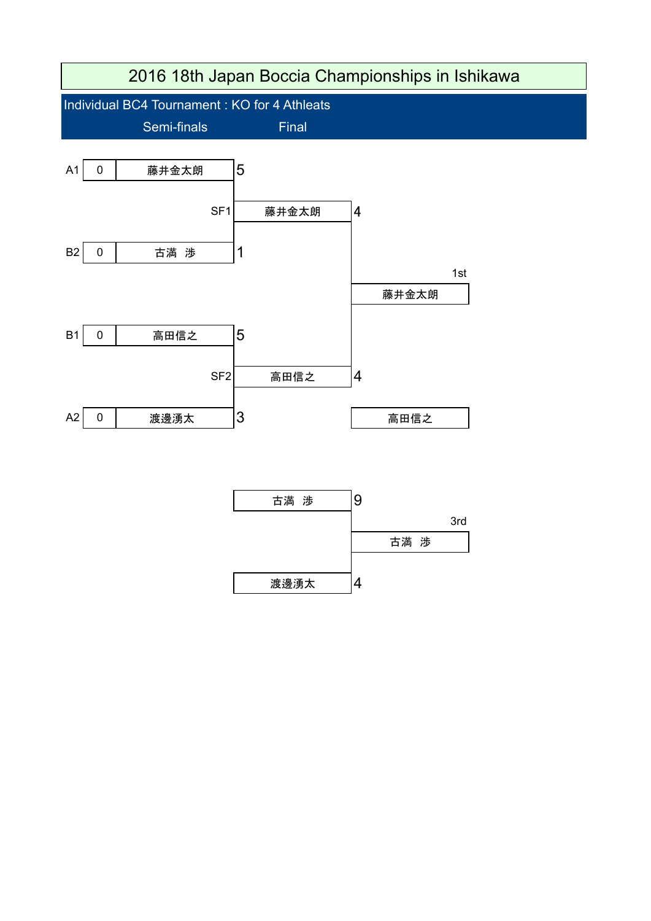# 2016 18th Japan Boccia Championships in Ishikawa

## Individual BC4 Tournament : KO for 4 Athleats

### Semi-finals

| Seed | | Athlete | Score |
|---|---|---|---|
| A1 | 0 | 藤井金太朗 | 5 |
| B2 | 0 | 古満　渉 | 1 |

SF1: 藤井金太朗

| Seed | | Athlete | Score |
|---|---|---|---|
| B1 | 0 | 高田信之 | 5 |
| A2 | 0 | 渡邊湧太 | 3 |

SF2: 高田信之

### Final

| Athlete | Score |
|---|---|
| 藤井金太朗 | 4 |
| 高田信之 | 4 |

1st: 藤井金太朗

高田信之

### 3rd Place

| Athlete | Score |
|---|---|
| 古満　渉 | 9 |
| 渡邊湧太 | 4 |

3rd: 古満　渉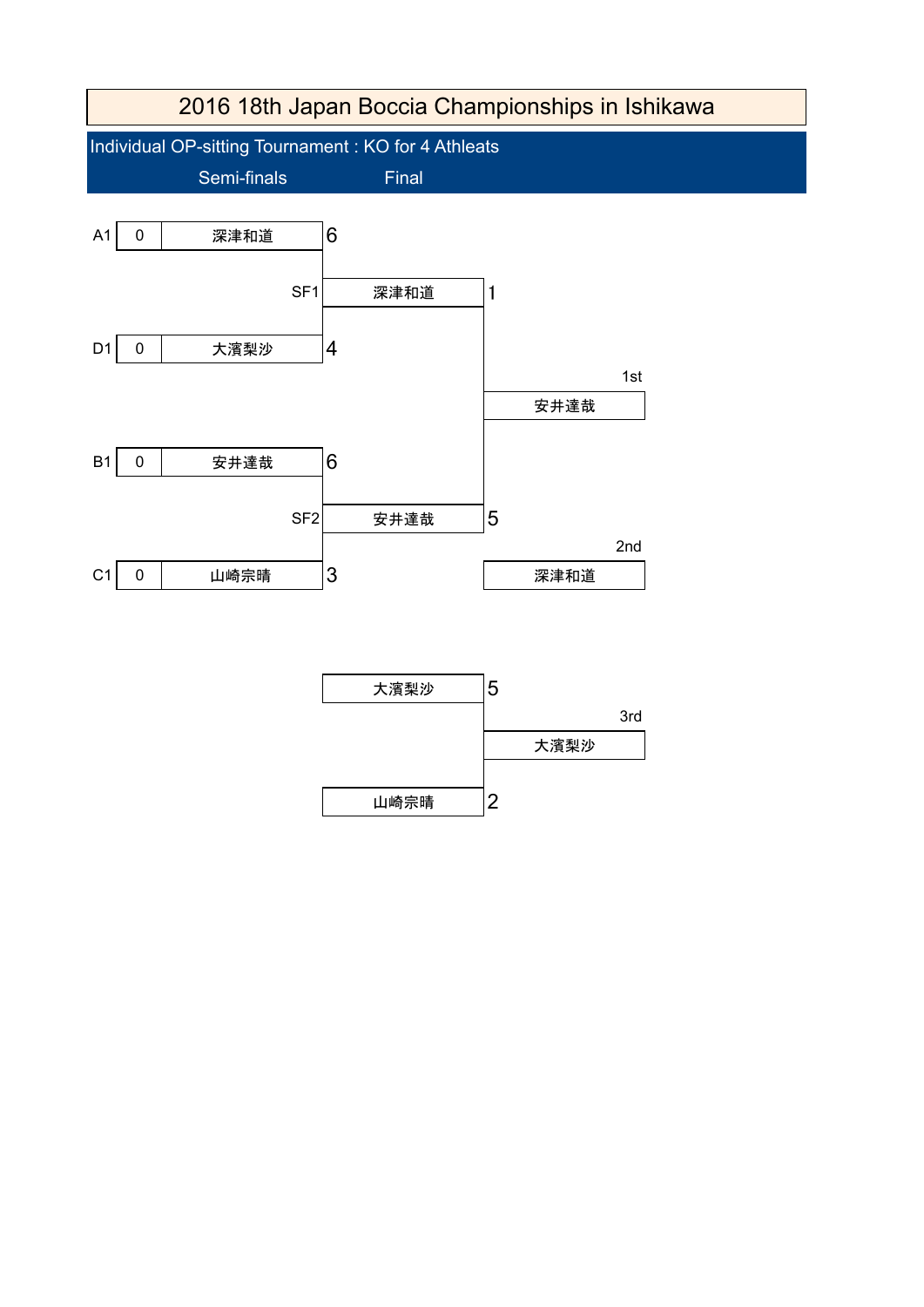# 2016 18th Japan Boccia Championships in Ishikawa

## Individual OP-sitting Tournament : KO for 4 Athleats

### Semi-finals

| Seed | | Athlete | Score |
|---|---|---|---|
| A1 | 0 | 深津和道 | 6 |
| D1 | 0 | 大濱梨沙 | 4 |
| B1 | 0 | 安井達哉 | 6 |
| C1 | 0 | 山崎宗晴 | 3 |

### Final

| Match | Athlete | Score |
|---|---|---|
| SF1 | 深津和道 | 1 |
| SF2 | 安井達哉 | 5 |

### 3rd Place Match

| Athlete | Score |
|---|---|
| 大濱梨沙 | 5 |
| 山崎宗晴 | 2 |

### Results

| Place | Athlete |
|---|---|
| 1st | 安井達哉 |
| 2nd | 深津和道 |
| 3rd | 大濱梨沙 |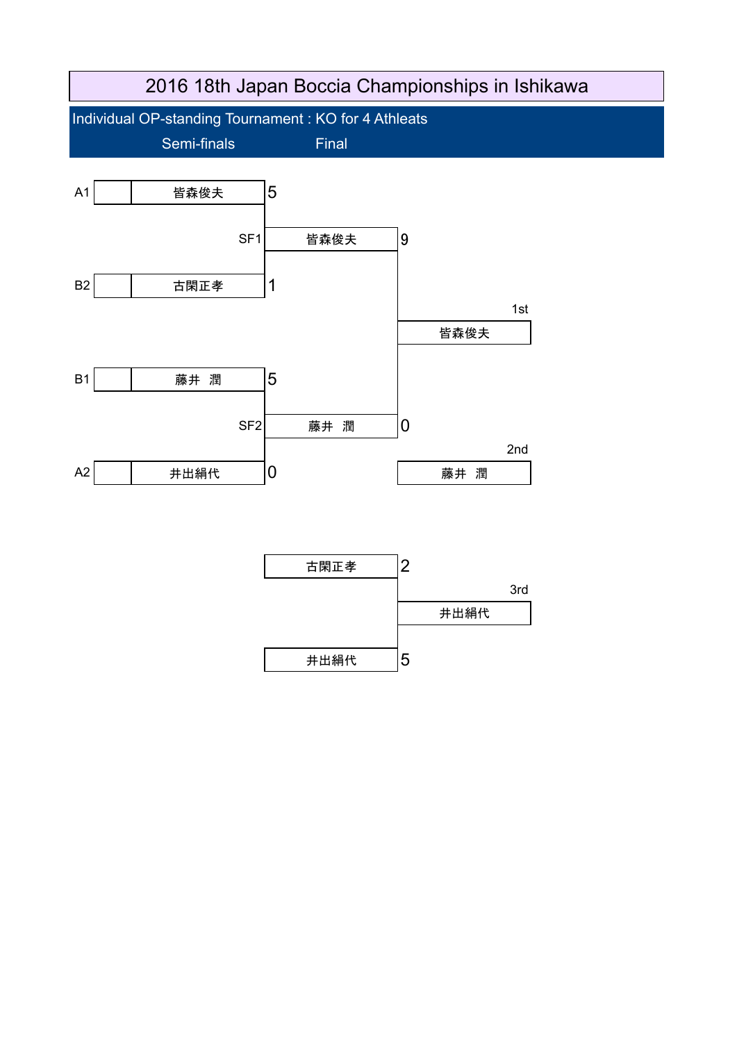# 2016 18th Japan Boccia Championships in Ishikawa

## Individual OP-standing Tournament : KO for 4 Athleats

Semi-finals

Final

A1 皆森俊夫 5

SF1 皆森俊夫 9

B2 古閑正孝 1

1st 皆森俊夫

B1 藤井　潤 5

SF2 藤井　潤 0

A2 井出絹代 0

2nd 藤井　潤

古閑正孝 2

3rd 井出絹代

井出絹代 5